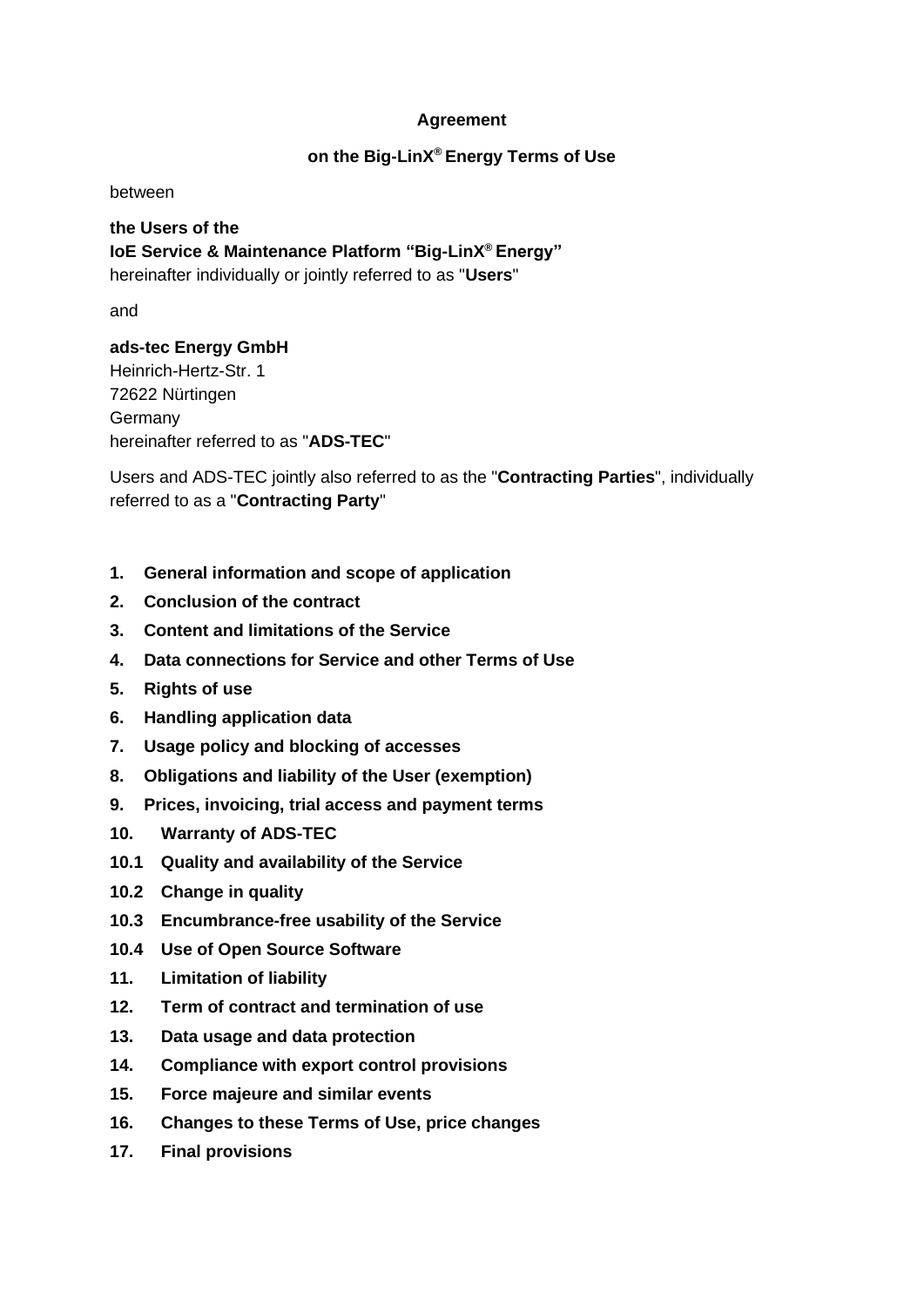**Agreement**

**on the Big-LinX® Energy Terms of Use**

between

**the Users of the**
**IoE Service & Maintenance Platform "Big-LinX® Energy"**
hereinafter individually or jointly referred to as "**Users**"

and

**ads-tec Energy GmbH**
Heinrich-Hertz-Str. 1
72622 Nürtingen
Germany
hereinafter referred to as "**ADS-TEC**"

Users and ADS-TEC jointly also referred to as the "**Contracting Parties**", individually referred to as a "**Contracting Party**"

**1. General information and scope of application**

**2. Conclusion of the contract**

**3. Content and limitations of the Service**

**4. Data connections for Service and other Terms of Use**

**5. Rights of use**

**6. Handling application data**

**7. Usage policy and blocking of accesses**

**8. Obligations and liability of the User (exemption)**

**9. Prices, invoicing, trial access and payment terms**

**10. Warranty of ADS-TEC**

**10.1 Quality and availability of the Service**

**10.2 Change in quality**

**10.3 Encumbrance-free usability of the Service**

**10.4 Use of Open Source Software**

**11. Limitation of liability**

**12. Term of contract and termination of use**

**13. Data usage and data protection**

**14. Compliance with export control provisions**

**15. Force majeure and similar events**

**16. Changes to these Terms of Use, price changes**

**17. Final provisions**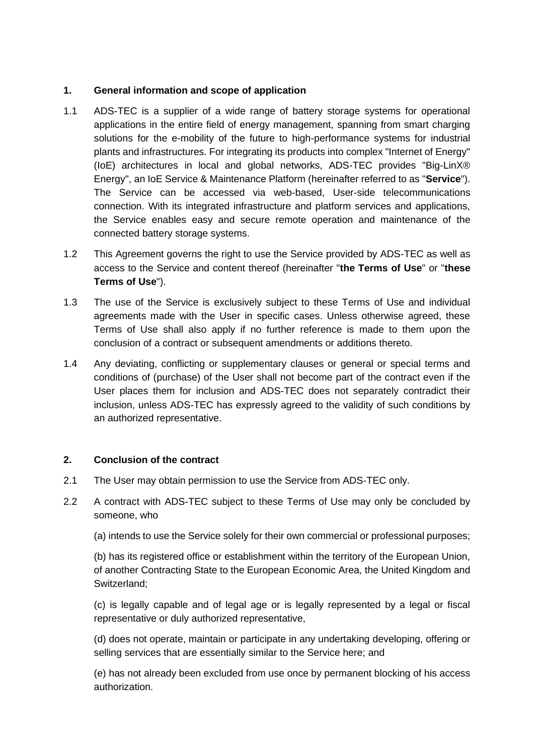## 1. General information and scope of application

1.1 ADS-TEC is a supplier of a wide range of battery storage systems for operational applications in the entire field of energy management, spanning from smart charging solutions for the e-mobility of the future to high-performance systems for industrial plants and infrastructures. For integrating its products into complex "Internet of Energy" (IoE) architectures in local and global networks, ADS-TEC provides "Big-LinX® Energy", an IoE Service & Maintenance Platform (hereinafter referred to as "**Service**"). The Service can be accessed via web-based, User-side telecommunications connection. With its integrated infrastructure and platform services and applications, the Service enables easy and secure remote operation and maintenance of the connected battery storage systems.

1.2 This Agreement governs the right to use the Service provided by ADS-TEC as well as access to the Service and content thereof (hereinafter "**the Terms of Use**" or "**these Terms of Use**").

1.3 The use of the Service is exclusively subject to these Terms of Use and individual agreements made with the User in specific cases. Unless otherwise agreed, these Terms of Use shall also apply if no further reference is made to them upon the conclusion of a contract or subsequent amendments or additions thereto.

1.4 Any deviating, conflicting or supplementary clauses or general or special terms and conditions of (purchase) of the User shall not become part of the contract even if the User places them for inclusion and ADS-TEC does not separately contradict their inclusion, unless ADS-TEC has expressly agreed to the validity of such conditions by an authorized representative.

## 2. Conclusion of the contract

2.1 The User may obtain permission to use the Service from ADS-TEC only.

2.2 A contract with ADS-TEC subject to these Terms of Use may only be concluded by someone, who

(a) intends to use the Service solely for their own commercial or professional purposes;

(b) has its registered office or establishment within the territory of the European Union, of another Contracting State to the European Economic Area, the United Kingdom and Switzerland;

(c) is legally capable and of legal age or is legally represented by a legal or fiscal representative or duly authorized representative,

(d) does not operate, maintain or participate in any undertaking developing, offering or selling services that are essentially similar to the Service here; and

(e) has not already been excluded from use once by permanent blocking of his access authorization.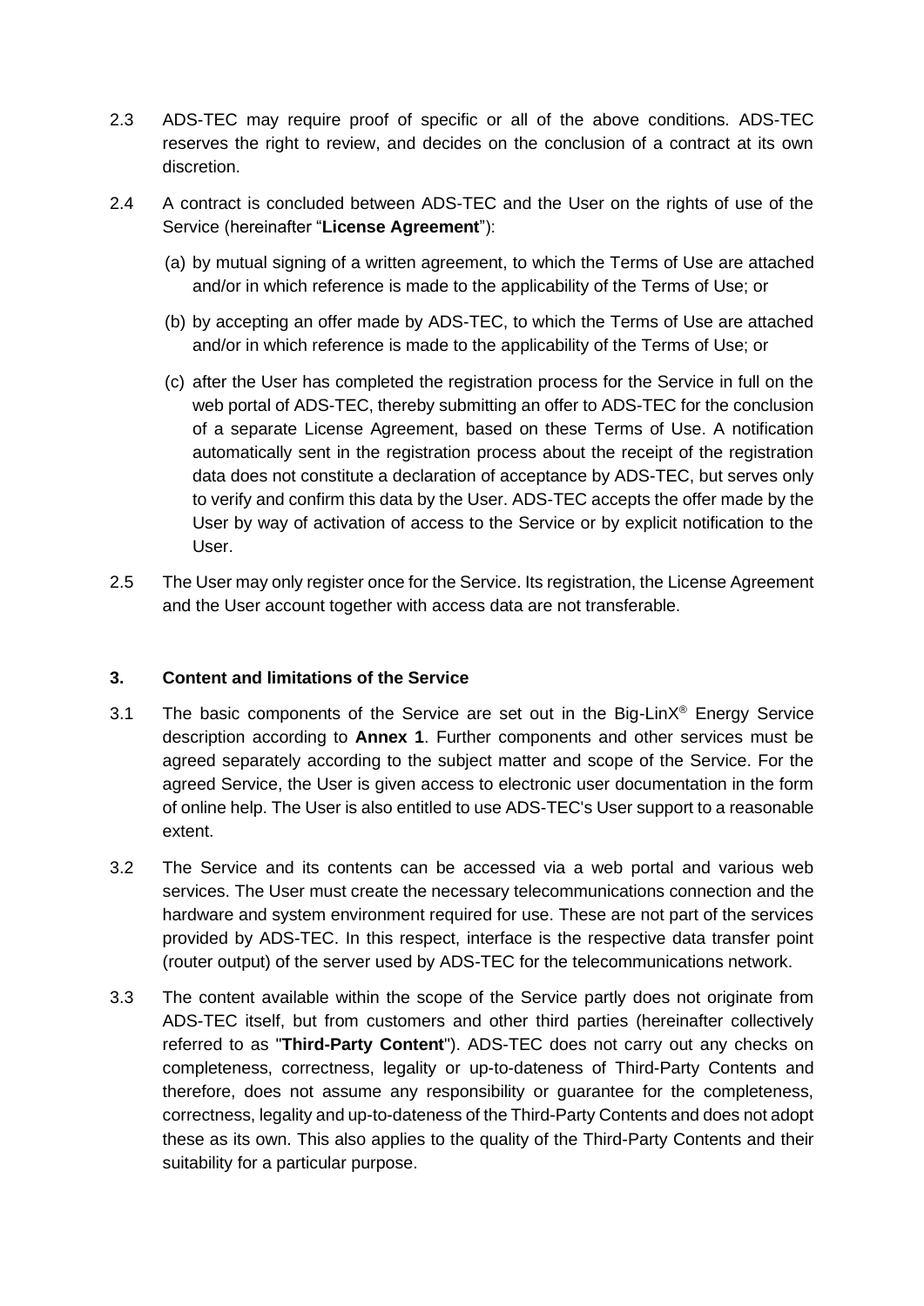2.3 ADS-TEC may require proof of specific or all of the above conditions. ADS-TEC reserves the right to review, and decides on the conclusion of a contract at its own discretion.

2.4 A contract is concluded between ADS-TEC and the User on the rights of use of the Service (hereinafter "**License Agreement**"):

(a) by mutual signing of a written agreement, to which the Terms of Use are attached and/or in which reference is made to the applicability of the Terms of Use; or

(b) by accepting an offer made by ADS-TEC, to which the Terms of Use are attached and/or in which reference is made to the applicability of the Terms of Use; or

(c) after the User has completed the registration process for the Service in full on the web portal of ADS-TEC, thereby submitting an offer to ADS-TEC for the conclusion of a separate License Agreement, based on these Terms of Use. A notification automatically sent in the registration process about the receipt of the registration data does not constitute a declaration of acceptance by ADS-TEC, but serves only to verify and confirm this data by the User. ADS-TEC accepts the offer made by the User by way of activation of access to the Service or by explicit notification to the User.

2.5 The User may only register once for the Service. Its registration, the License Agreement and the User account together with access data are not transferable.

## 3. Content and limitations of the Service

3.1 The basic components of the Service are set out in the Big-LinX® Energy Service description according to **Annex 1**. Further components and other services must be agreed separately according to the subject matter and scope of the Service. For the agreed Service, the User is given access to electronic user documentation in the form of online help. The User is also entitled to use ADS-TEC's User support to a reasonable extent.

3.2 The Service and its contents can be accessed via a web portal and various web services. The User must create the necessary telecommunications connection and the hardware and system environment required for use. These are not part of the services provided by ADS-TEC. In this respect, interface is the respective data transfer point (router output) of the server used by ADS-TEC for the telecommunications network.

3.3 The content available within the scope of the Service partly does not originate from ADS-TEC itself, but from customers and other third parties (hereinafter collectively referred to as "**Third-Party Content**"). ADS-TEC does not carry out any checks on completeness, correctness, legality or up-to-dateness of Third-Party Contents and therefore, does not assume any responsibility or guarantee for the completeness, correctness, legality and up-to-dateness of the Third-Party Contents and does not adopt these as its own. This also applies to the quality of the Third-Party Contents and their suitability for a particular purpose.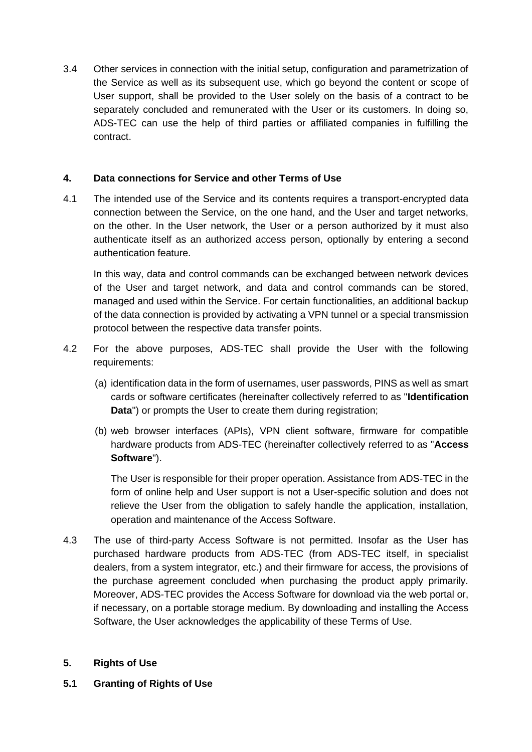3.4 Other services in connection with the initial setup, configuration and parametrization of the Service as well as its subsequent use, which go beyond the content or scope of User support, shall be provided to the User solely on the basis of a contract to be separately concluded and remunerated with the User or its customers. In doing so, ADS-TEC can use the help of third parties or affiliated companies in fulfilling the contract.

## 4. Data connections for Service and other Terms of Use

4.1 The intended use of the Service and its contents requires a transport-encrypted data connection between the Service, on the one hand, and the User and target networks, on the other. In the User network, the User or a person authorized by it must also authenticate itself as an authorized access person, optionally by entering a second authentication feature.

In this way, data and control commands can be exchanged between network devices of the User and target network, and data and control commands can be stored, managed and used within the Service. For certain functionalities, an additional backup of the data connection is provided by activating a VPN tunnel or a special transmission protocol between the respective data transfer points.

4.2 For the above purposes, ADS-TEC shall provide the User with the following requirements:

(a) identification data in the form of usernames, user passwords, PINS as well as smart cards or software certificates (hereinafter collectively referred to as "**Identification Data**") or prompts the User to create them during registration;

(b) web browser interfaces (APIs), VPN client software, firmware for compatible hardware products from ADS-TEC (hereinafter collectively referred to as "**Access Software**").

The User is responsible for their proper operation. Assistance from ADS-TEC in the form of online help and User support is not a User-specific solution and does not relieve the User from the obligation to safely handle the application, installation, operation and maintenance of the Access Software.

4.3 The use of third-party Access Software is not permitted. Insofar as the User has purchased hardware products from ADS-TEC (from ADS-TEC itself, in specialist dealers, from a system integrator, etc.) and their firmware for access, the provisions of the purchase agreement concluded when purchasing the product apply primarily. Moreover, ADS-TEC provides the Access Software for download via the web portal or, if necessary, on a portable storage medium. By downloading and installing the Access Software, the User acknowledges the applicability of these Terms of Use.

## 5. Rights of Use

### 5.1 Granting of Rights of Use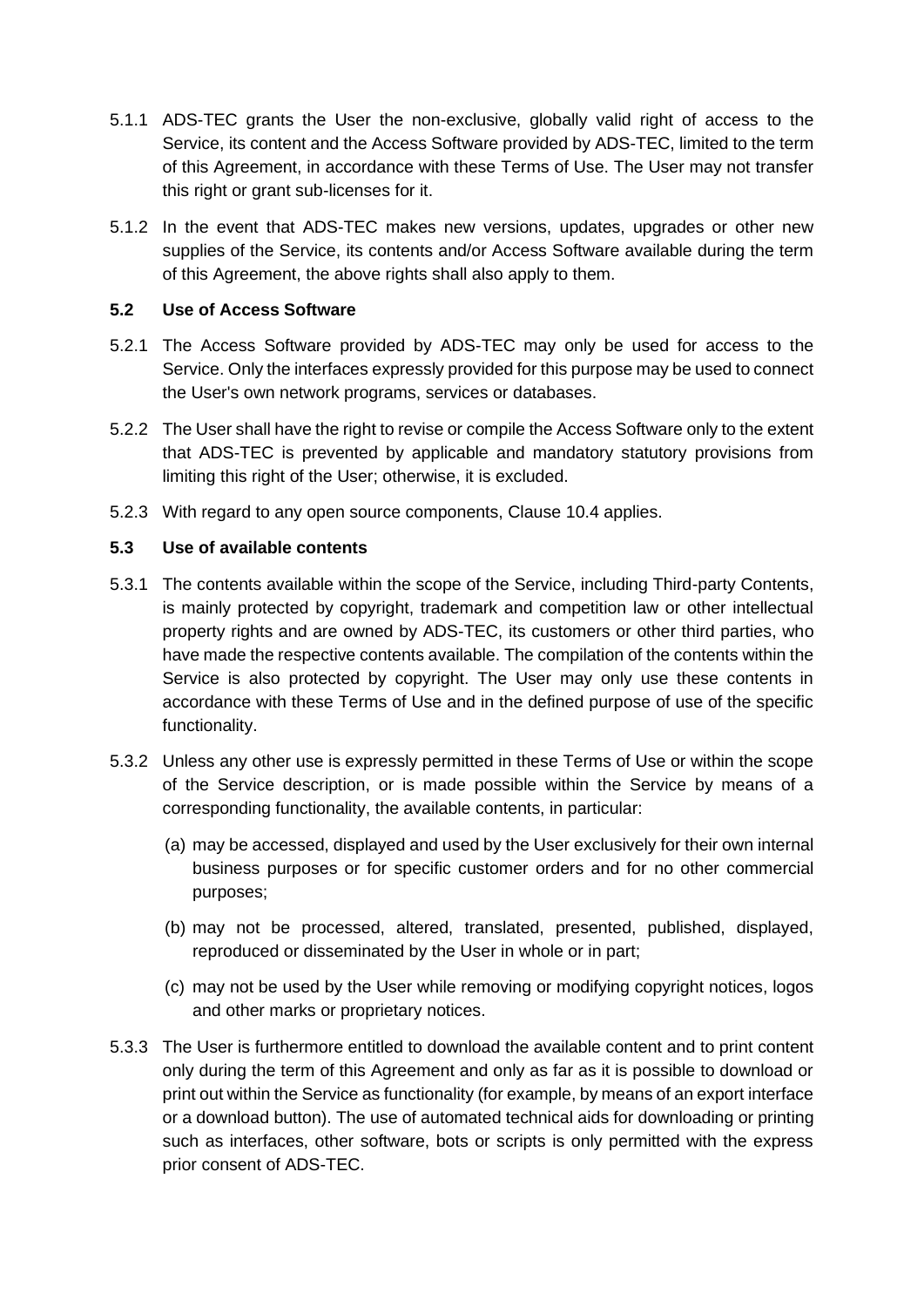5.1.1 ADS-TEC grants the User the non-exclusive, globally valid right of access to the Service, its content and the Access Software provided by ADS-TEC, limited to the term of this Agreement, in accordance with these Terms of Use. The User may not transfer this right or grant sub-licenses for it.

5.1.2 In the event that ADS-TEC makes new versions, updates, upgrades or other new supplies of the Service, its contents and/or Access Software available during the term of this Agreement, the above rights shall also apply to them.

### 5.2 Use of Access Software

5.2.1 The Access Software provided by ADS-TEC may only be used for access to the Service. Only the interfaces expressly provided for this purpose may be used to connect the User's own network programs, services or databases.

5.2.2 The User shall have the right to revise or compile the Access Software only to the extent that ADS-TEC is prevented by applicable and mandatory statutory provisions from limiting this right of the User; otherwise, it is excluded.

5.2.3 With regard to any open source components, Clause 10.4 applies.

### 5.3 Use of available contents

5.3.1 The contents available within the scope of the Service, including Third-party Contents, is mainly protected by copyright, trademark and competition law or other intellectual property rights and are owned by ADS-TEC, its customers or other third parties, who have made the respective contents available. The compilation of the contents within the Service is also protected by copyright. The User may only use these contents in accordance with these Terms of Use and in the defined purpose of use of the specific functionality.

5.3.2 Unless any other use is expressly permitted in these Terms of Use or within the scope of the Service description, or is made possible within the Service by means of a corresponding functionality, the available contents, in particular:

(a) may be accessed, displayed and used by the User exclusively for their own internal business purposes or for specific customer orders and for no other commercial purposes;

(b) may not be processed, altered, translated, presented, published, displayed, reproduced or disseminated by the User in whole or in part;

(c) may not be used by the User while removing or modifying copyright notices, logos and other marks or proprietary notices.

5.3.3 The User is furthermore entitled to download the available content and to print content only during the term of this Agreement and only as far as it is possible to download or print out within the Service as functionality (for example, by means of an export interface or a download button). The use of automated technical aids for downloading or printing such as interfaces, other software, bots or scripts is only permitted with the express prior consent of ADS-TEC.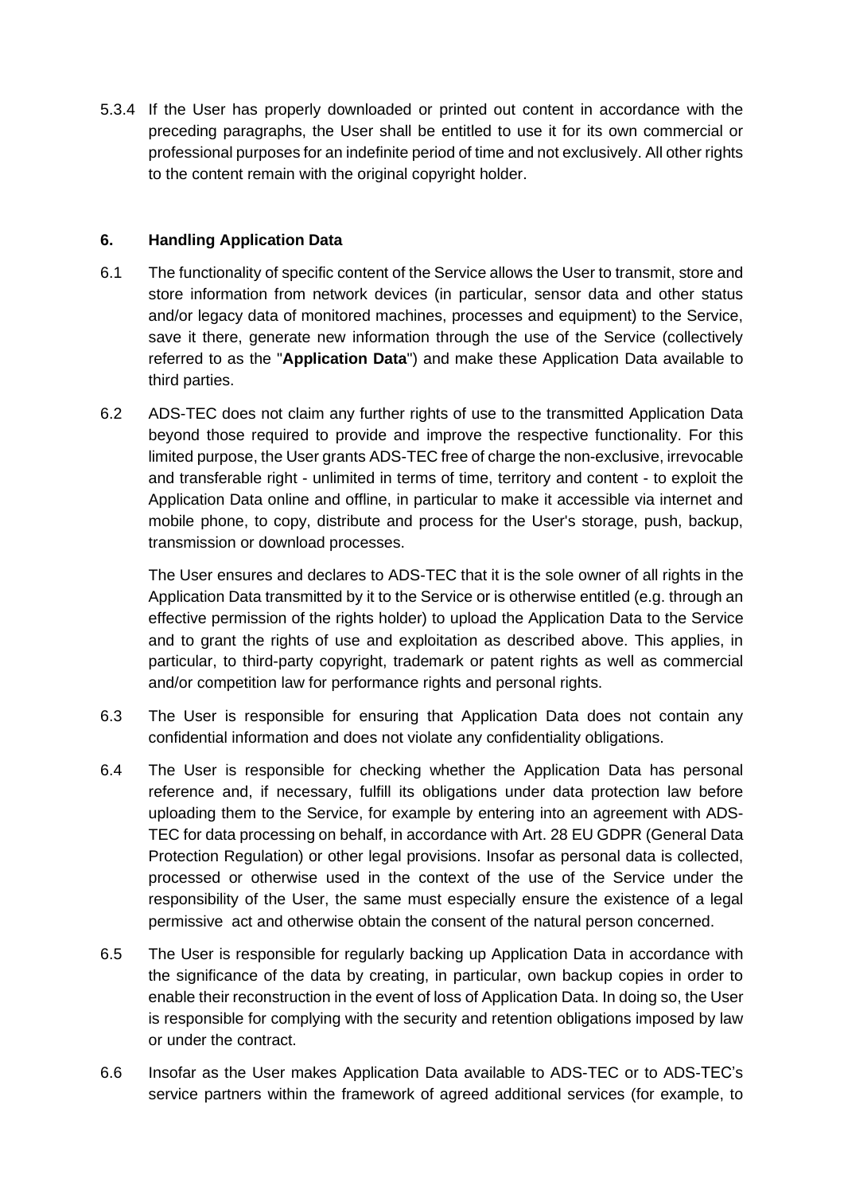5.3.4 If the User has properly downloaded or printed out content in accordance with the preceding paragraphs, the User shall be entitled to use it for its own commercial or professional purposes for an indefinite period of time and not exclusively. All other rights to the content remain with the original copyright holder.

## 6. Handling Application Data

6.1 The functionality of specific content of the Service allows the User to transmit, store and store information from network devices (in particular, sensor data and other status and/or legacy data of monitored machines, processes and equipment) to the Service, save it there, generate new information through the use of the Service (collectively referred to as the "**Application Data**") and make these Application Data available to third parties.

6.2 ADS-TEC does not claim any further rights of use to the transmitted Application Data beyond those required to provide and improve the respective functionality. For this limited purpose, the User grants ADS-TEC free of charge the non-exclusive, irrevocable and transferable right - unlimited in terms of time, territory and content - to exploit the Application Data online and offline, in particular to make it accessible via internet and mobile phone, to copy, distribute and process for the User's storage, push, backup, transmission or download processes.

The User ensures and declares to ADS-TEC that it is the sole owner of all rights in the Application Data transmitted by it to the Service or is otherwise entitled (e.g. through an effective permission of the rights holder) to upload the Application Data to the Service and to grant the rights of use and exploitation as described above. This applies, in particular, to third-party copyright, trademark or patent rights as well as commercial and/or competition law for performance rights and personal rights.

6.3 The User is responsible for ensuring that Application Data does not contain any confidential information and does not violate any confidentiality obligations.

6.4 The User is responsible for checking whether the Application Data has personal reference and, if necessary, fulfill its obligations under data protection law before uploading them to the Service, for example by entering into an agreement with ADS-TEC for data processing on behalf, in accordance with Art. 28 EU GDPR (General Data Protection Regulation) or other legal provisions. Insofar as personal data is collected, processed or otherwise used in the context of the use of the Service under the responsibility of the User, the same must especially ensure the existence of a legal permissive act and otherwise obtain the consent of the natural person concerned.

6.5 The User is responsible for regularly backing up Application Data in accordance with the significance of the data by creating, in particular, own backup copies in order to enable their reconstruction in the event of loss of Application Data. In doing so, the User is responsible for complying with the security and retention obligations imposed by law or under the contract.

6.6 Insofar as the User makes Application Data available to ADS-TEC or to ADS-TEC's service partners within the framework of agreed additional services (for example, to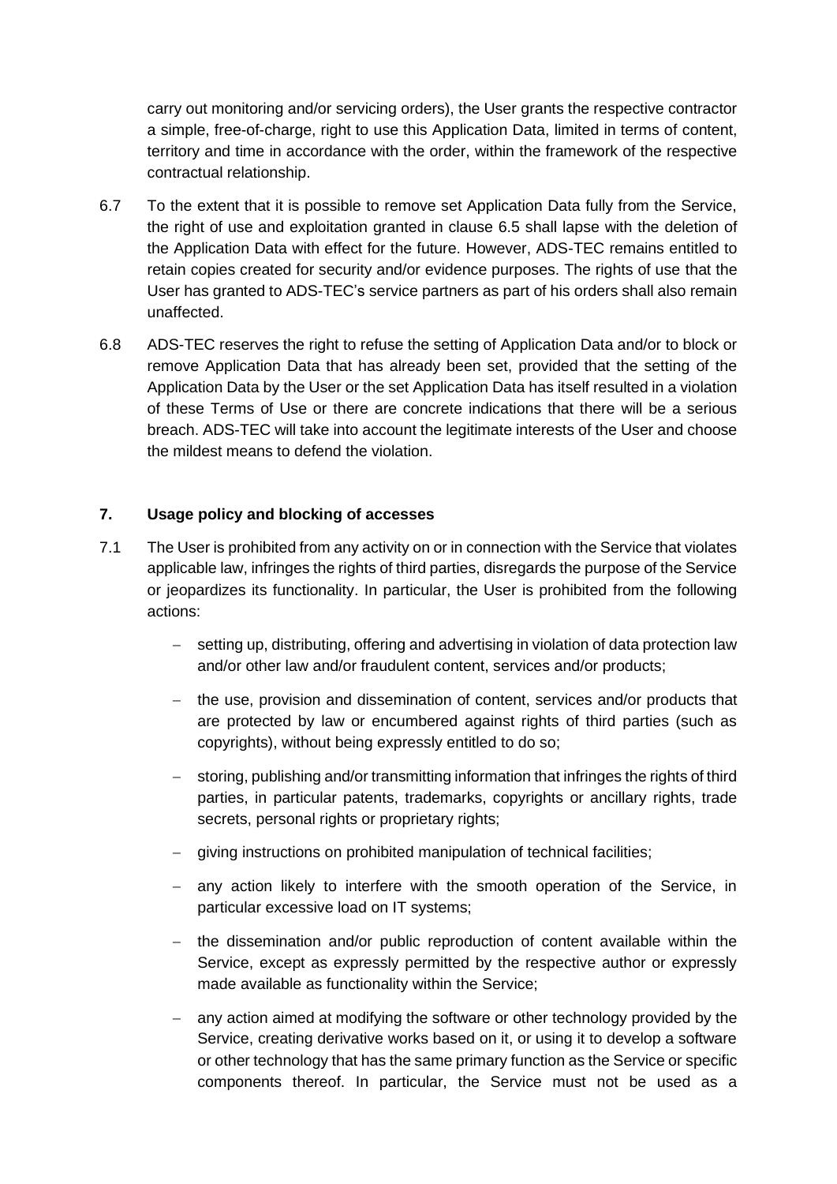carry out monitoring and/or servicing orders), the User grants the respective contractor a simple, free-of-charge, right to use this Application Data, limited in terms of content, territory and time in accordance with the order, within the framework of the respective contractual relationship.

6.7 To the extent that it is possible to remove set Application Data fully from the Service, the right of use and exploitation granted in clause 6.5 shall lapse with the deletion of the Application Data with effect for the future. However, ADS-TEC remains entitled to retain copies created for security and/or evidence purposes. The rights of use that the User has granted to ADS-TEC's service partners as part of his orders shall also remain unaffected.

6.8 ADS-TEC reserves the right to refuse the setting of Application Data and/or to block or remove Application Data that has already been set, provided that the setting of the Application Data by the User or the set Application Data has itself resulted in a violation of these Terms of Use or there are concrete indications that there will be a serious breach. ADS-TEC will take into account the legitimate interests of the User and choose the mildest means to defend the violation.

## 7. Usage policy and blocking of accesses

7.1 The User is prohibited from any activity on or in connection with the Service that violates applicable law, infringes the rights of third parties, disregards the purpose of the Service or jeopardizes its functionality. In particular, the User is prohibited from the following actions:

- setting up, distributing, offering and advertising in violation of data protection law and/or other law and/or fraudulent content, services and/or products;
- the use, provision and dissemination of content, services and/or products that are protected by law or encumbered against rights of third parties (such as copyrights), without being expressly entitled to do so;
- storing, publishing and/or transmitting information that infringes the rights of third parties, in particular patents, trademarks, copyrights or ancillary rights, trade secrets, personal rights or proprietary rights;
- giving instructions on prohibited manipulation of technical facilities;
- any action likely to interfere with the smooth operation of the Service, in particular excessive load on IT systems;
- the dissemination and/or public reproduction of content available within the Service, except as expressly permitted by the respective author or expressly made available as functionality within the Service;
- any action aimed at modifying the software or other technology provided by the Service, creating derivative works based on it, or using it to develop a software or other technology that has the same primary function as the Service or specific components thereof. In particular, the Service must not be used as a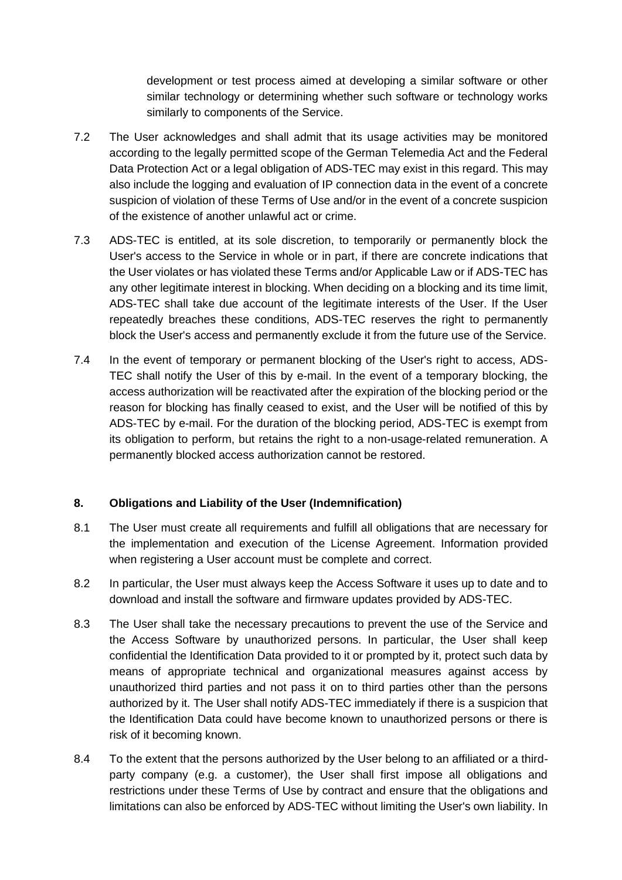development or test process aimed at developing a similar software or other similar technology or determining whether such software or technology works similarly to components of the Service.

7.2 The User acknowledges and shall admit that its usage activities may be monitored according to the legally permitted scope of the German Telemedia Act and the Federal Data Protection Act or a legal obligation of ADS-TEC may exist in this regard. This may also include the logging and evaluation of IP connection data in the event of a concrete suspicion of violation of these Terms of Use and/or in the event of a concrete suspicion of the existence of another unlawful act or crime.

7.3 ADS-TEC is entitled, at its sole discretion, to temporarily or permanently block the User's access to the Service in whole or in part, if there are concrete indications that the User violates or has violated these Terms and/or Applicable Law or if ADS-TEC has any other legitimate interest in blocking. When deciding on a blocking and its time limit, ADS-TEC shall take due account of the legitimate interests of the User. If the User repeatedly breaches these conditions, ADS-TEC reserves the right to permanently block the User's access and permanently exclude it from the future use of the Service.

7.4 In the event of temporary or permanent blocking of the User's right to access, ADS-TEC shall notify the User of this by e-mail. In the event of a temporary blocking, the access authorization will be reactivated after the expiration of the blocking period or the reason for blocking has finally ceased to exist, and the User will be notified of this by ADS-TEC by e-mail. For the duration of the blocking period, ADS-TEC is exempt from its obligation to perform, but retains the right to a non-usage-related remuneration. A permanently blocked access authorization cannot be restored.

## 8. Obligations and Liability of the User (Indemnification)

8.1 The User must create all requirements and fulfill all obligations that are necessary for the implementation and execution of the License Agreement. Information provided when registering a User account must be complete and correct.

8.2 In particular, the User must always keep the Access Software it uses up to date and to download and install the software and firmware updates provided by ADS-TEC.

8.3 The User shall take the necessary precautions to prevent the use of the Service and the Access Software by unauthorized persons. In particular, the User shall keep confidential the Identification Data provided to it or prompted by it, protect such data by means of appropriate technical and organizational measures against access by unauthorized third parties and not pass it on to third parties other than the persons authorized by it. The User shall notify ADS-TEC immediately if there is a suspicion that the Identification Data could have become known to unauthorized persons or there is risk of it becoming known.

8.4 To the extent that the persons authorized by the User belong to an affiliated or a third-party company (e.g. a customer), the User shall first impose all obligations and restrictions under these Terms of Use by contract and ensure that the obligations and limitations can also be enforced by ADS-TEC without limiting the User's own liability. In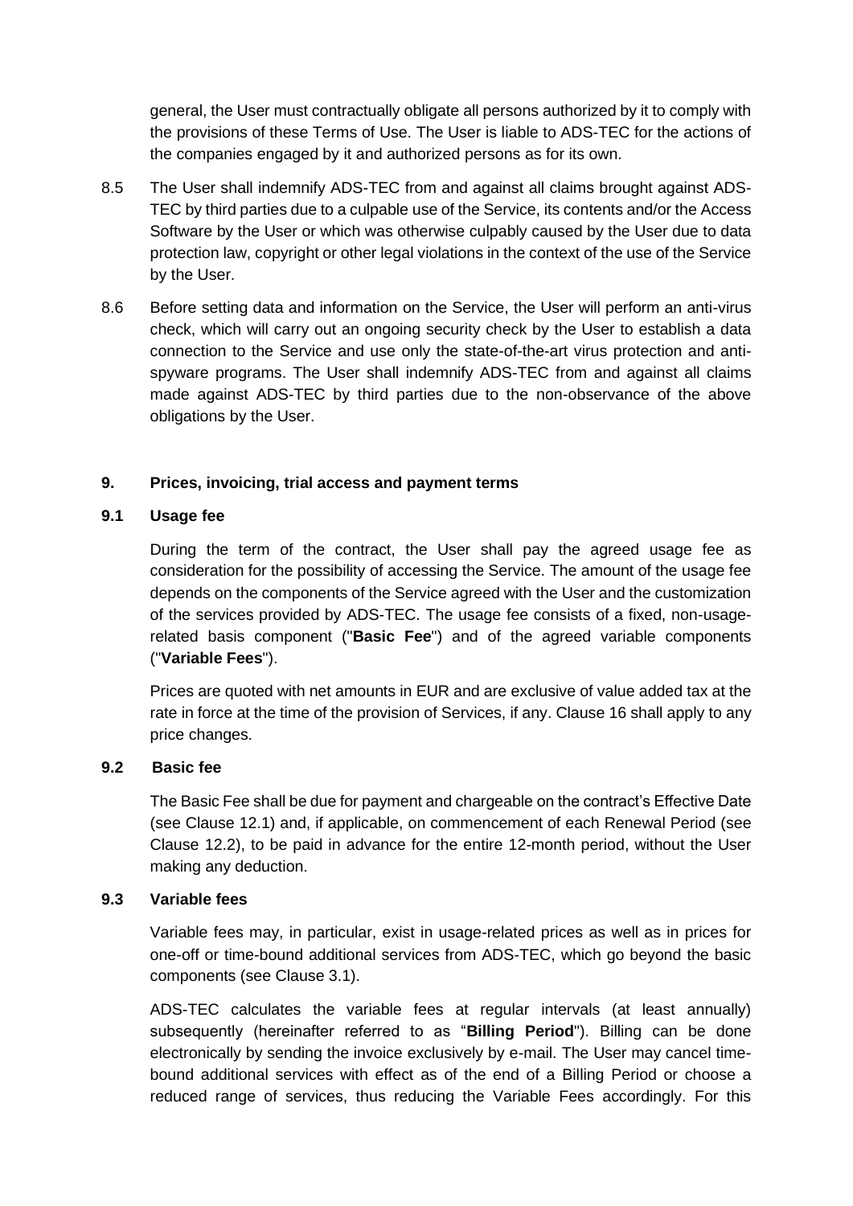general, the User must contractually obligate all persons authorized by it to comply with the provisions of these Terms of Use. The User is liable to ADS-TEC for the actions of the companies engaged by it and authorized persons as for its own.

8.5 The User shall indemnify ADS-TEC from and against all claims brought against ADS-TEC by third parties due to a culpable use of the Service, its contents and/or the Access Software by the User or which was otherwise culpably caused by the User due to data protection law, copyright or other legal violations in the context of the use of the Service by the User.

8.6 Before setting data and information on the Service, the User will perform an anti-virus check, which will carry out an ongoing security check by the User to establish a data connection to the Service and use only the state-of-the-art virus protection and anti-spyware programs. The User shall indemnify ADS-TEC from and against all claims made against ADS-TEC by third parties due to the non-observance of the above obligations by the User.

## 9. Prices, invoicing, trial access and payment terms

### 9.1 Usage fee

During the term of the contract, the User shall pay the agreed usage fee as consideration for the possibility of accessing the Service. The amount of the usage fee depends on the components of the Service agreed with the User and the customization of the services provided by ADS-TEC. The usage fee consists of a fixed, non-usage-related basis component ("**Basic Fee**") and of the agreed variable components ("**Variable Fees**").

Prices are quoted with net amounts in EUR and are exclusive of value added tax at the rate in force at the time of the provision of Services, if any. Clause 16 shall apply to any price changes.

### 9.2 Basic fee

The Basic Fee shall be due for payment and chargeable on the contract's Effective Date (see Clause 12.1) and, if applicable, on commencement of each Renewal Period (see Clause 12.2), to be paid in advance for the entire 12-month period, without the User making any deduction.

### 9.3 Variable fees

Variable fees may, in particular, exist in usage-related prices as well as in prices for one-off or time-bound additional services from ADS-TEC, which go beyond the basic components (see Clause 3.1).

ADS-TEC calculates the variable fees at regular intervals (at least annually) subsequently (hereinafter referred to as "**Billing Period**"). Billing can be done electronically by sending the invoice exclusively by e-mail. The User may cancel time-bound additional services with effect as of the end of a Billing Period or choose a reduced range of services, thus reducing the Variable Fees accordingly. For this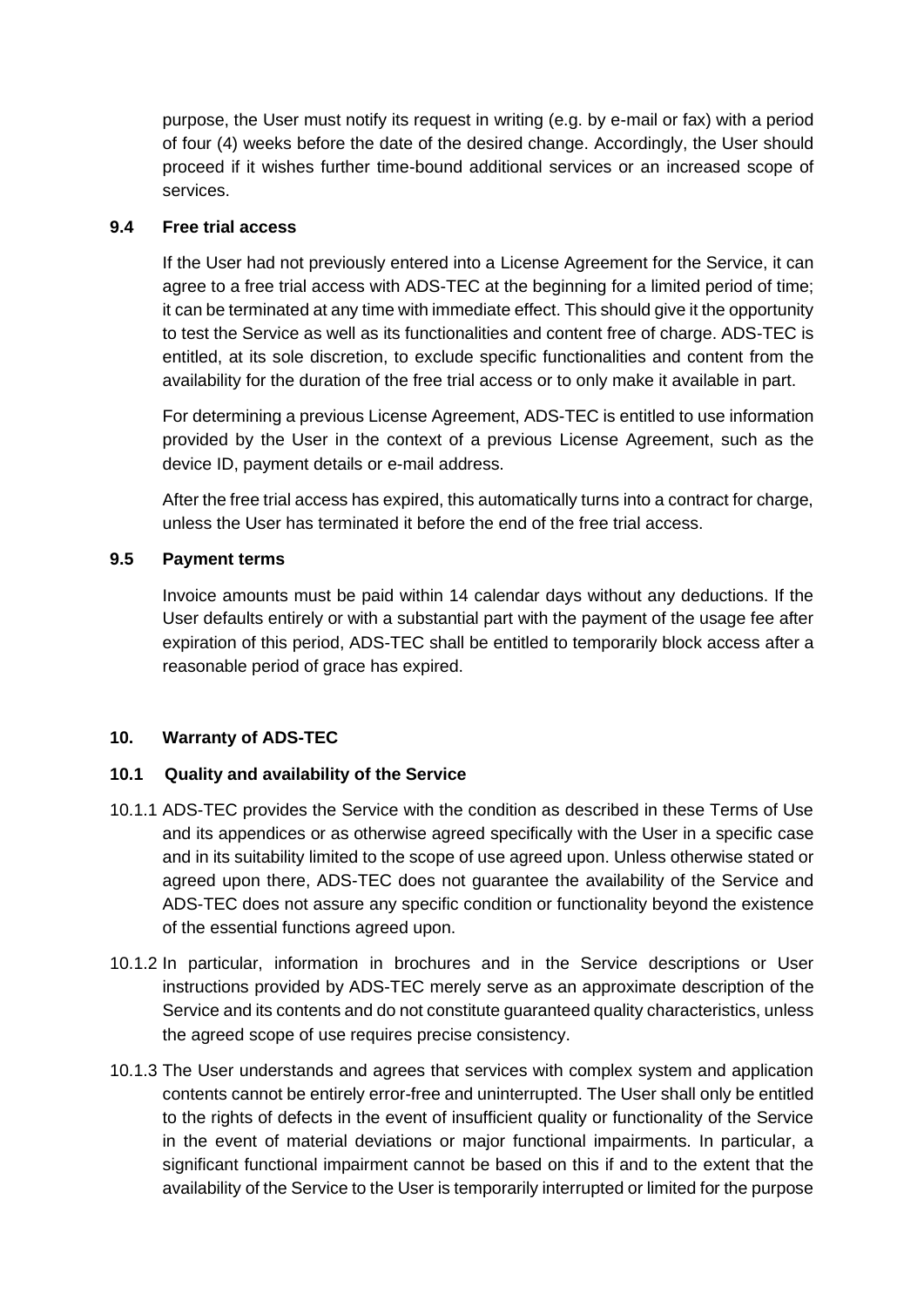purpose, the User must notify its request in writing (e.g. by e-mail or fax) with a period of four (4) weeks before the date of the desired change. Accordingly, the User should proceed if it wishes further time-bound additional services or an increased scope of services.

### 9.4 Free trial access

If the User had not previously entered into a License Agreement for the Service, it can agree to a free trial access with ADS-TEC at the beginning for a limited period of time; it can be terminated at any time with immediate effect. This should give it the opportunity to test the Service as well as its functionalities and content free of charge. ADS-TEC is entitled, at its sole discretion, to exclude specific functionalities and content from the availability for the duration of the free trial access or to only make it available in part.

For determining a previous License Agreement, ADS-TEC is entitled to use information provided by the User in the context of a previous License Agreement, such as the device ID, payment details or e-mail address.

After the free trial access has expired, this automatically turns into a contract for charge, unless the User has terminated it before the end of the free trial access.

### 9.5 Payment terms

Invoice amounts must be paid within 14 calendar days without any deductions. If the User defaults entirely or with a substantial part with the payment of the usage fee after expiration of this period, ADS-TEC shall be entitled to temporarily block access after a reasonable period of grace has expired.

## 10. Warranty of ADS-TEC

### 10.1 Quality and availability of the Service

10.1.1 ADS-TEC provides the Service with the condition as described in these Terms of Use and its appendices or as otherwise agreed specifically with the User in a specific case and in its suitability limited to the scope of use agreed upon. Unless otherwise stated or agreed upon there, ADS-TEC does not guarantee the availability of the Service and ADS-TEC does not assure any specific condition or functionality beyond the existence of the essential functions agreed upon.

10.1.2 In particular, information in brochures and in the Service descriptions or User instructions provided by ADS-TEC merely serve as an approximate description of the Service and its contents and do not constitute guaranteed quality characteristics, unless the agreed scope of use requires precise consistency.

10.1.3 The User understands and agrees that services with complex system and application contents cannot be entirely error-free and uninterrupted. The User shall only be entitled to the rights of defects in the event of insufficient quality or functionality of the Service in the event of material deviations or major functional impairments. In particular, a significant functional impairment cannot be based on this if and to the extent that the availability of the Service to the User is temporarily interrupted or limited for the purpose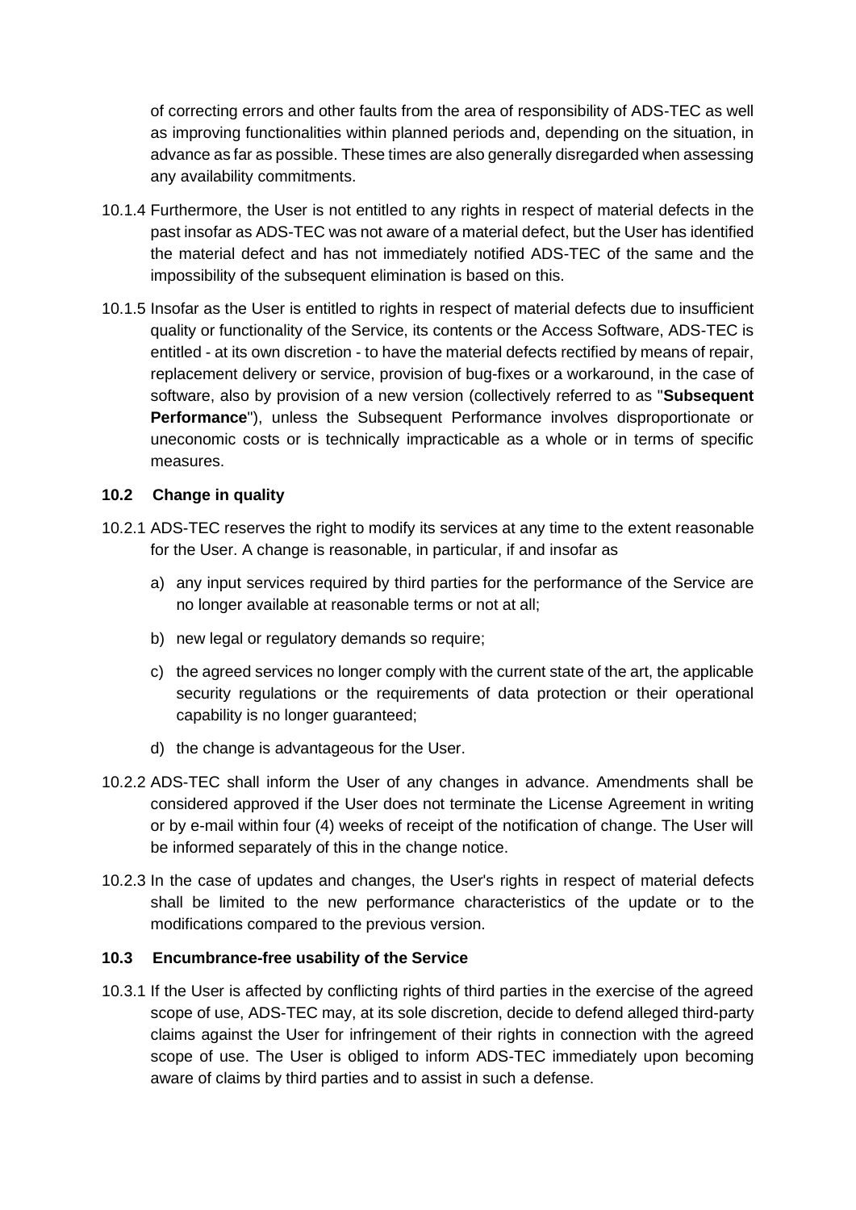of correcting errors and other faults from the area of responsibility of ADS-TEC as well as improving functionalities within planned periods and, depending on the situation, in advance as far as possible. These times are also generally disregarded when assessing any availability commitments.

10.1.4 Furthermore, the User is not entitled to any rights in respect of material defects in the past insofar as ADS-TEC was not aware of a material defect, but the User has identified the material defect and has not immediately notified ADS-TEC of the same and the impossibility of the subsequent elimination is based on this.

10.1.5 Insofar as the User is entitled to rights in respect of material defects due to insufficient quality or functionality of the Service, its contents or the Access Software, ADS-TEC is entitled - at its own discretion - to have the material defects rectified by means of repair, replacement delivery or service, provision of bug-fixes or a workaround, in the case of software, also by provision of a new version (collectively referred to as "**Subsequent Performance**"), unless the Subsequent Performance involves disproportionate or uneconomic costs or is technically impracticable as a whole or in terms of specific measures.

### 10.2 Change in quality

10.2.1 ADS-TEC reserves the right to modify its services at any time to the extent reasonable for the User. A change is reasonable, in particular, if and insofar as

a) any input services required by third parties for the performance of the Service are no longer available at reasonable terms or not at all;

b) new legal or regulatory demands so require;

c) the agreed services no longer comply with the current state of the art, the applicable security regulations or the requirements of data protection or their operational capability is no longer guaranteed;

d) the change is advantageous for the User.

10.2.2 ADS-TEC shall inform the User of any changes in advance. Amendments shall be considered approved if the User does not terminate the License Agreement in writing or by e-mail within four (4) weeks of receipt of the notification of change. The User will be informed separately of this in the change notice.

10.2.3 In the case of updates and changes, the User's rights in respect of material defects shall be limited to the new performance characteristics of the update or to the modifications compared to the previous version.

### 10.3 Encumbrance-free usability of the Service

10.3.1 If the User is affected by conflicting rights of third parties in the exercise of the agreed scope of use, ADS-TEC may, at its sole discretion, decide to defend alleged third-party claims against the User for infringement of their rights in connection with the agreed scope of use. The User is obliged to inform ADS-TEC immediately upon becoming aware of claims by third parties and to assist in such a defense.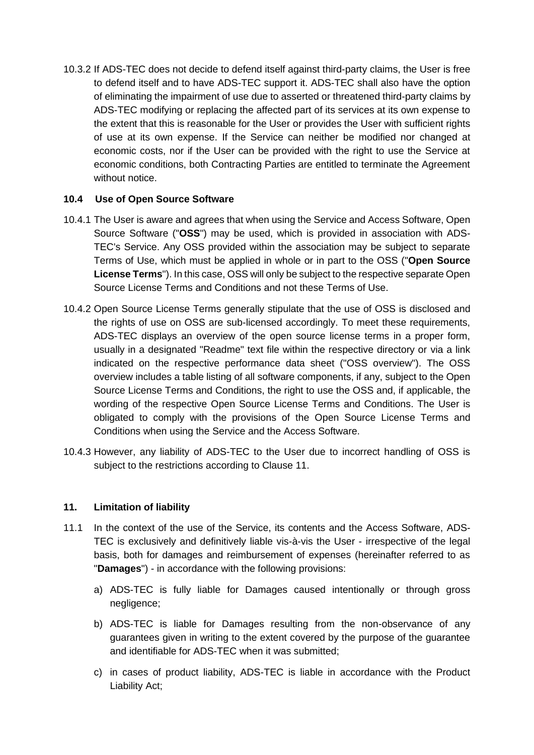10.3.2 If ADS-TEC does not decide to defend itself against third-party claims, the User is free to defend itself and to have ADS-TEC support it. ADS-TEC shall also have the option of eliminating the impairment of use due to asserted or threatened third-party claims by ADS-TEC modifying or replacing the affected part of its services at its own expense to the extent that this is reasonable for the User or provides the User with sufficient rights of use at its own expense. If the Service can neither be modified nor changed at economic costs, nor if the User can be provided with the right to use the Service at economic conditions, both Contracting Parties are entitled to terminate the Agreement without notice.

### 10.4 Use of Open Source Software

10.4.1 The User is aware and agrees that when using the Service and Access Software, Open Source Software ("**OSS**") may be used, which is provided in association with ADS-TEC's Service. Any OSS provided within the association may be subject to separate Terms of Use, which must be applied in whole or in part to the OSS ("**Open Source License Terms**"). In this case, OSS will only be subject to the respective separate Open Source License Terms and Conditions and not these Terms of Use.

10.4.2 Open Source License Terms generally stipulate that the use of OSS is disclosed and the rights of use on OSS are sub-licensed accordingly. To meet these requirements, ADS-TEC displays an overview of the open source license terms in a proper form, usually in a designated "Readme" text file within the respective directory or via a link indicated on the respective performance data sheet ("OSS overview"). The OSS overview includes a table listing of all software components, if any, subject to the Open Source License Terms and Conditions, the right to use the OSS and, if applicable, the wording of the respective Open Source License Terms and Conditions. The User is obligated to comply with the provisions of the Open Source License Terms and Conditions when using the Service and the Access Software.

10.4.3 However, any liability of ADS-TEC to the User due to incorrect handling of OSS is subject to the restrictions according to Clause 11.

## 11. Limitation of liability

11.1 In the context of the use of the Service, its contents and the Access Software, ADS-TEC is exclusively and definitively liable vis-à-vis the User - irrespective of the legal basis, both for damages and reimbursement of expenses (hereinafter referred to as "**Damages**") - in accordance with the following provisions:

a) ADS-TEC is fully liable for Damages caused intentionally or through gross negligence;

b) ADS-TEC is liable for Damages resulting from the non-observance of any guarantees given in writing to the extent covered by the purpose of the guarantee and identifiable for ADS-TEC when it was submitted;

c) in cases of product liability, ADS-TEC is liable in accordance with the Product Liability Act;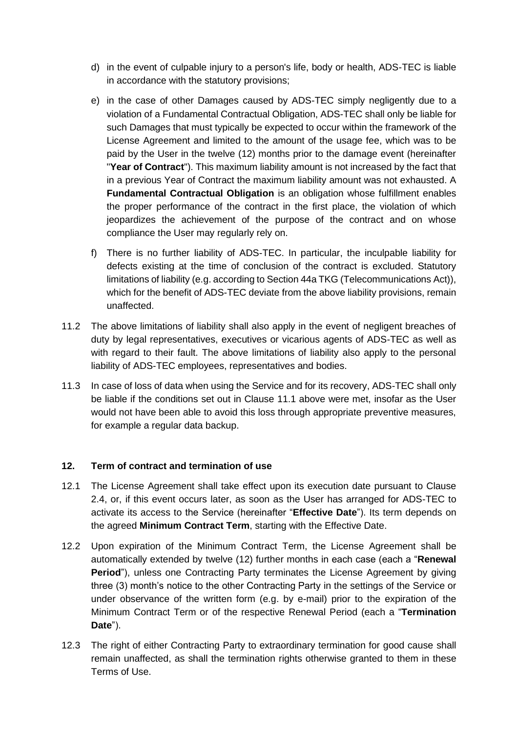d) in the event of culpable injury to a person's life, body or health, ADS-TEC is liable in accordance with the statutory provisions;

e) in the case of other Damages caused by ADS-TEC simply negligently due to a violation of a Fundamental Contractual Obligation, ADS-TEC shall only be liable for such Damages that must typically be expected to occur within the framework of the License Agreement and limited to the amount of the usage fee, which was to be paid by the User in the twelve (12) months prior to the damage event (hereinafter "**Year of Contract**"). This maximum liability amount is not increased by the fact that in a previous Year of Contract the maximum liability amount was not exhausted. A **Fundamental Contractual Obligation** is an obligation whose fulfillment enables the proper performance of the contract in the first place, the violation of which jeopardizes the achievement of the purpose of the contract and on whose compliance the User may regularly rely on.

f) There is no further liability of ADS-TEC. In particular, the inculpable liability for defects existing at the time of conclusion of the contract is excluded. Statutory limitations of liability (e.g. according to Section 44a TKG (Telecommunications Act)), which for the benefit of ADS-TEC deviate from the above liability provisions, remain unaffected.

11.2 The above limitations of liability shall also apply in the event of negligent breaches of duty by legal representatives, executives or vicarious agents of ADS-TEC as well as with regard to their fault. The above limitations of liability also apply to the personal liability of ADS-TEC employees, representatives and bodies.

11.3 In case of loss of data when using the Service and for its recovery, ADS-TEC shall only be liable if the conditions set out in Clause 11.1 above were met, insofar as the User would not have been able to avoid this loss through appropriate preventive measures, for example a regular data backup.

## 12. Term of contract and termination of use

12.1 The License Agreement shall take effect upon its execution date pursuant to Clause 2.4, or, if this event occurs later, as soon as the User has arranged for ADS-TEC to activate its access to the Service (hereinafter "**Effective Date**"). Its term depends on the agreed **Minimum Contract Term**, starting with the Effective Date.

12.2 Upon expiration of the Minimum Contract Term, the License Agreement shall be automatically extended by twelve (12) further months in each case (each a "**Renewal Period**"), unless one Contracting Party terminates the License Agreement by giving three (3) month's notice to the other Contracting Party in the settings of the Service or under observance of the written form (e.g. by e-mail) prior to the expiration of the Minimum Contract Term or of the respective Renewal Period (each a "**Termination Date**").

12.3 The right of either Contracting Party to extraordinary termination for good cause shall remain unaffected, as shall the termination rights otherwise granted to them in these Terms of Use.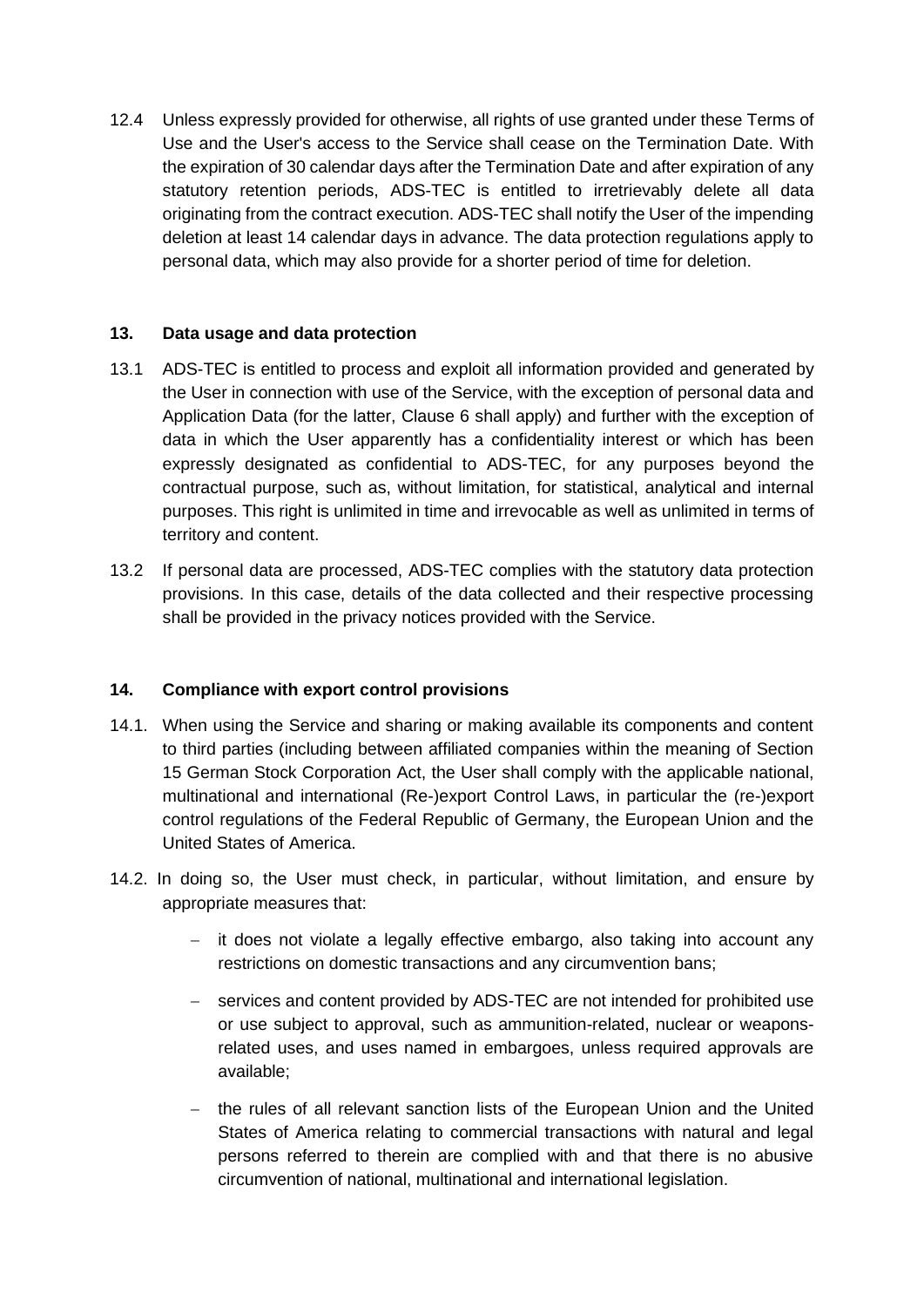12.4 Unless expressly provided for otherwise, all rights of use granted under these Terms of Use and the User's access to the Service shall cease on the Termination Date. With the expiration of 30 calendar days after the Termination Date and after expiration of any statutory retention periods, ADS-TEC is entitled to irretrievably delete all data originating from the contract execution. ADS-TEC shall notify the User of the impending deletion at least 14 calendar days in advance. The data protection regulations apply to personal data, which may also provide for a shorter period of time for deletion.

## 13. Data usage and data protection

13.1 ADS-TEC is entitled to process and exploit all information provided and generated by the User in connection with use of the Service, with the exception of personal data and Application Data (for the latter, Clause 6 shall apply) and further with the exception of data in which the User apparently has a confidentiality interest or which has been expressly designated as confidential to ADS-TEC, for any purposes beyond the contractual purpose, such as, without limitation, for statistical, analytical and internal purposes. This right is unlimited in time and irrevocable as well as unlimited in terms of territory and content.

13.2 If personal data are processed, ADS-TEC complies with the statutory data protection provisions. In this case, details of the data collected and their respective processing shall be provided in the privacy notices provided with the Service.

## 14. Compliance with export control provisions

14.1. When using the Service and sharing or making available its components and content to third parties (including between affiliated companies within the meaning of Section 15 German Stock Corporation Act, the User shall comply with the applicable national, multinational and international (Re-)export Control Laws, in particular the (re-)export control regulations of the Federal Republic of Germany, the European Union and the United States of America.

14.2. In doing so, the User must check, in particular, without limitation, and ensure by appropriate measures that:

- it does not violate a legally effective embargo, also taking into account any restrictions on domestic transactions and any circumvention bans;
- services and content provided by ADS-TEC are not intended for prohibited use or use subject to approval, such as ammunition-related, nuclear or weapons-related uses, and uses named in embargoes, unless required approvals are available;
- the rules of all relevant sanction lists of the European Union and the United States of America relating to commercial transactions with natural and legal persons referred to therein are complied with and that there is no abusive circumvention of national, multinational and international legislation.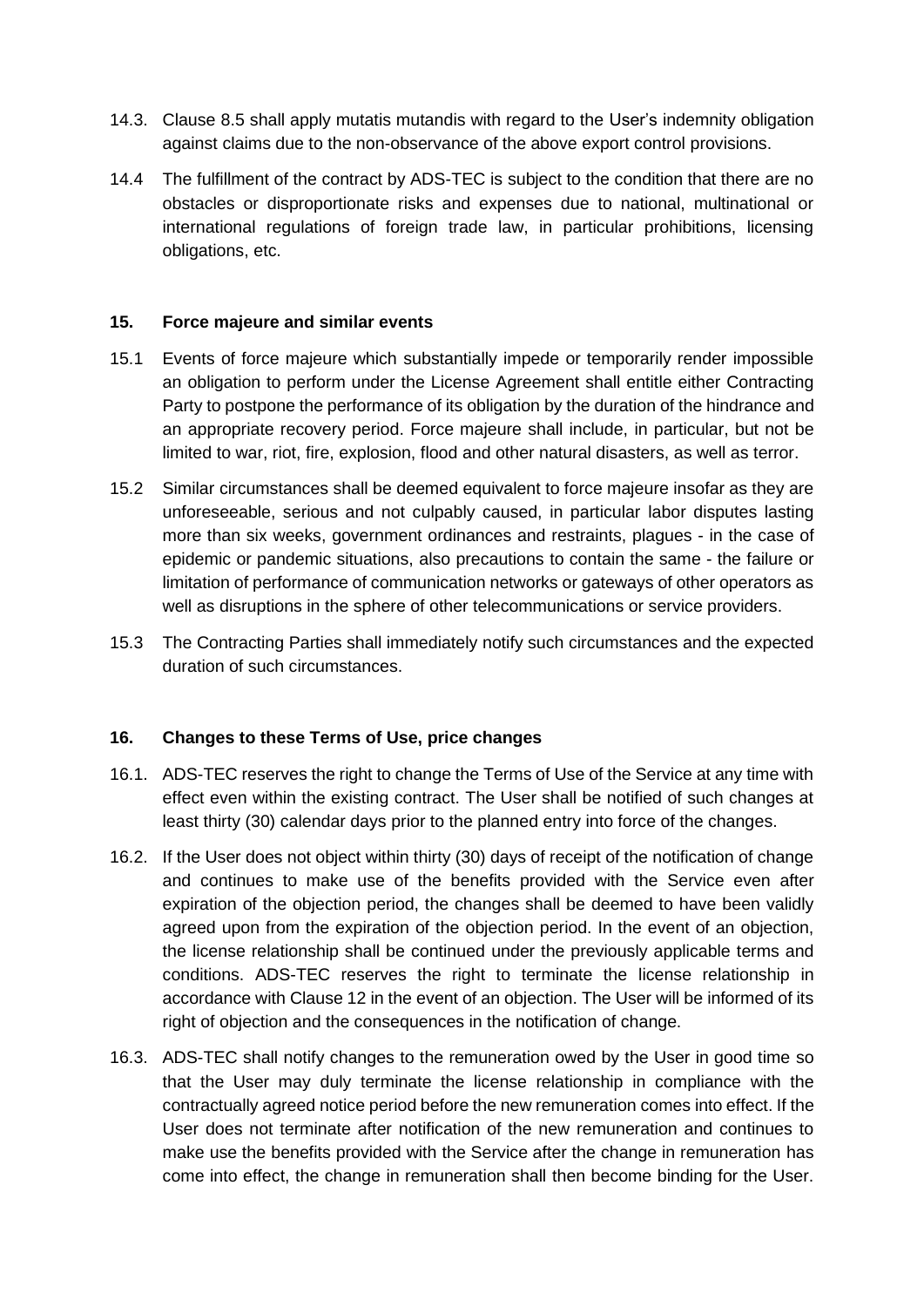14.3. Clause 8.5 shall apply mutatis mutandis with regard to the User's indemnity obligation against claims due to the non-observance of the above export control provisions.

14.4 The fulfillment of the contract by ADS-TEC is subject to the condition that there are no obstacles or disproportionate risks and expenses due to national, multinational or international regulations of foreign trade law, in particular prohibitions, licensing obligations, etc.

## 15. Force majeure and similar events

15.1 Events of force majeure which substantially impede or temporarily render impossible an obligation to perform under the License Agreement shall entitle either Contracting Party to postpone the performance of its obligation by the duration of the hindrance and an appropriate recovery period. Force majeure shall include, in particular, but not be limited to war, riot, fire, explosion, flood and other natural disasters, as well as terror.

15.2 Similar circumstances shall be deemed equivalent to force majeure insofar as they are unforeseeable, serious and not culpably caused, in particular labor disputes lasting more than six weeks, government ordinances and restraints, plagues - in the case of epidemic or pandemic situations, also precautions to contain the same - the failure or limitation of performance of communication networks or gateways of other operators as well as disruptions in the sphere of other telecommunications or service providers.

15.3 The Contracting Parties shall immediately notify such circumstances and the expected duration of such circumstances.

## 16. Changes to these Terms of Use, price changes

16.1. ADS-TEC reserves the right to change the Terms of Use of the Service at any time with effect even within the existing contract. The User shall be notified of such changes at least thirty (30) calendar days prior to the planned entry into force of the changes.

16.2. If the User does not object within thirty (30) days of receipt of the notification of change and continues to make use of the benefits provided with the Service even after expiration of the objection period, the changes shall be deemed to have been validly agreed upon from the expiration of the objection period. In the event of an objection, the license relationship shall be continued under the previously applicable terms and conditions. ADS-TEC reserves the right to terminate the license relationship in accordance with Clause 12 in the event of an objection. The User will be informed of its right of objection and the consequences in the notification of change.

16.3. ADS-TEC shall notify changes to the remuneration owed by the User in good time so that the User may duly terminate the license relationship in compliance with the contractually agreed notice period before the new remuneration comes into effect. If the User does not terminate after notification of the new remuneration and continues to make use the benefits provided with the Service after the change in remuneration has come into effect, the change in remuneration shall then become binding for the User.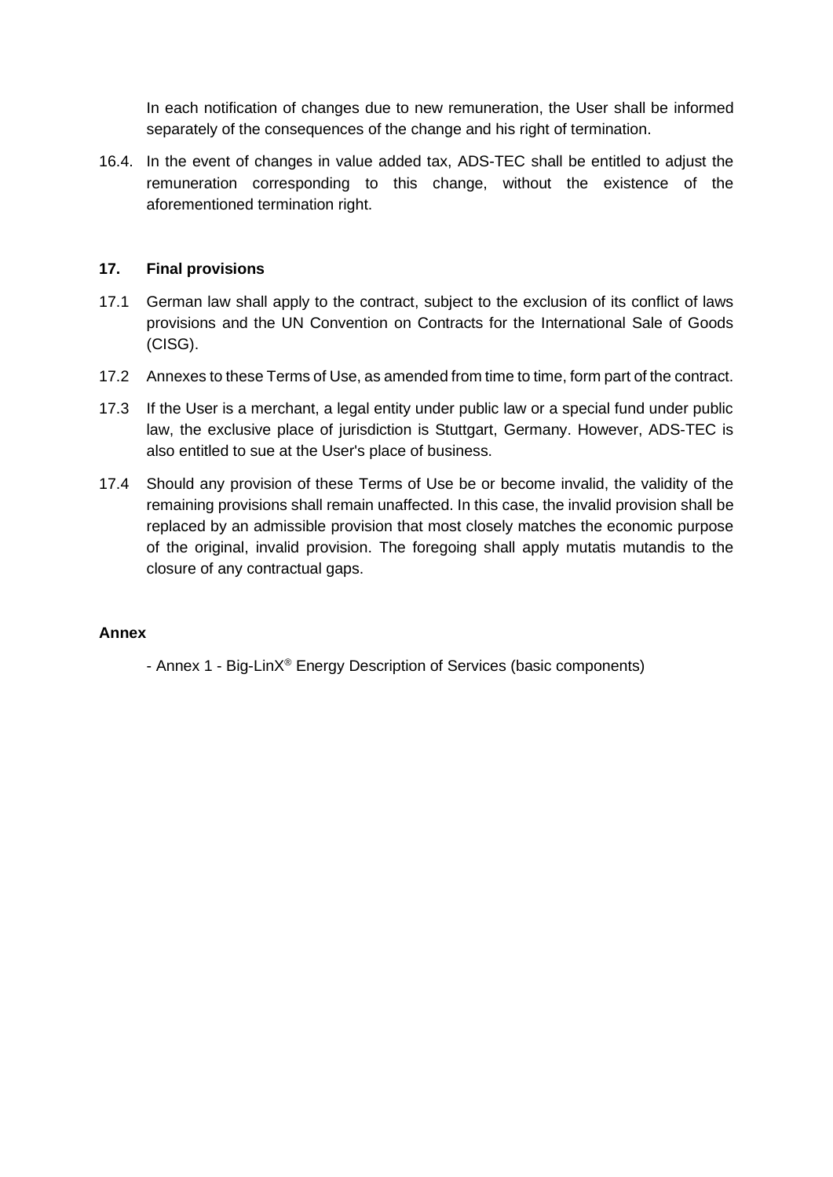In each notification of changes due to new remuneration, the User shall be informed separately of the consequences of the change and his right of termination.

16.4. In the event of changes in value added tax, ADS-TEC shall be entitled to adjust the remuneration corresponding to this change, without the existence of the aforementioned termination right.

## 17. Final provisions

17.1 German law shall apply to the contract, subject to the exclusion of its conflict of laws provisions and the UN Convention on Contracts for the International Sale of Goods (CISG).

17.2 Annexes to these Terms of Use, as amended from time to time, form part of the contract.

17.3 If the User is a merchant, a legal entity under public law or a special fund under public law, the exclusive place of jurisdiction is Stuttgart, Germany. However, ADS-TEC is also entitled to sue at the User's place of business.

17.4 Should any provision of these Terms of Use be or become invalid, the validity of the remaining provisions shall remain unaffected. In this case, the invalid provision shall be replaced by an admissible provision that most closely matches the economic purpose of the original, invalid provision. The foregoing shall apply mutatis mutandis to the closure of any contractual gaps.

**Annex**

- Annex 1 - Big-LinX® Energy Description of Services (basic components)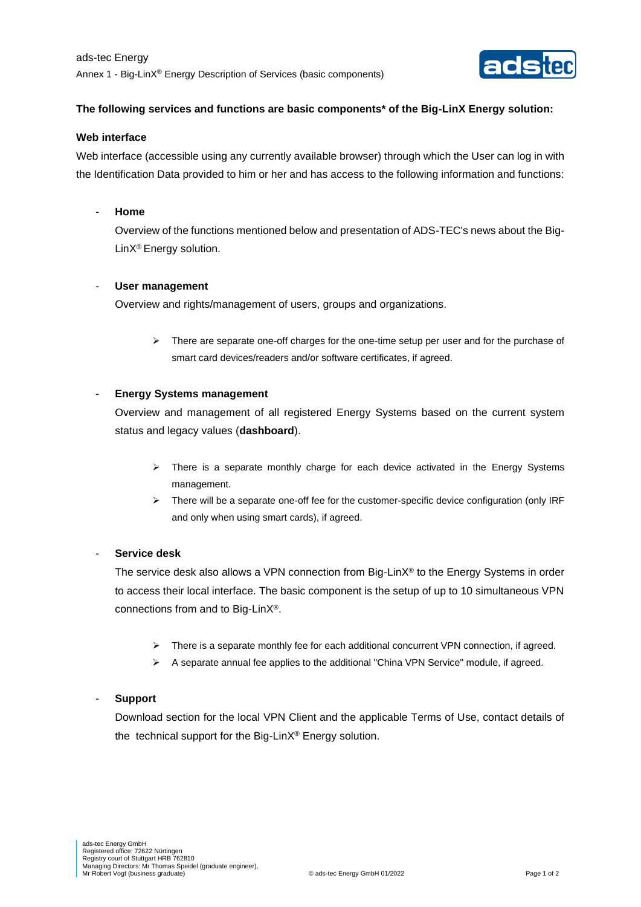ads-tec Energy

Annex 1 - Big-LinX® Energy Description of Services (basic components)

**The following services and functions are basic components* of the Big-LinX Energy solution:**

**Web interface**

Web interface (accessible using any currently available browser) through which the User can log in with the Identification Data provided to him or her and has access to the following information and functions:

- **Home**

  Overview of the functions mentioned below and presentation of ADS-TEC's news about the Big-LinX® Energy solution.

- **User management**

  Overview and rights/management of users, groups and organizations.

  - There are separate one-off charges for the one-time setup per user and for the purchase of smart card devices/readers and/or software certificates, if agreed.

- **Energy Systems management**

  Overview and management of all registered Energy Systems based on the current system status and legacy values (**dashboard**).

  - There is a separate monthly charge for each device activated in the Energy Systems management.
  - There will be a separate one-off fee for the customer-specific device configuration (only IRF and only when using smart cards), if agreed.

- **Service desk**

  The service desk also allows a VPN connection from Big-LinX® to the Energy Systems in order to access their local interface. The basic component is the setup of up to 10 simultaneous VPN connections from and to Big-LinX®.

  - There is a separate monthly fee for each additional concurrent VPN connection, if agreed.
  - A separate annual fee applies to the additional "China VPN Service" module, if agreed.

- **Support**

  Download section for the local VPN Client and the applicable Terms of Use, contact details of the technical support for the Big-LinX® Energy solution.

ads-tec Energy GmbH
Registered office: 72622 Nürtingen
Registry court of Stuttgart HRB 762810
Managing Directors: Mr Thomas Speidel (graduate engineer), Mr Robert Vogt (business graduate)

© ads-tec Energy GmbH 01/2022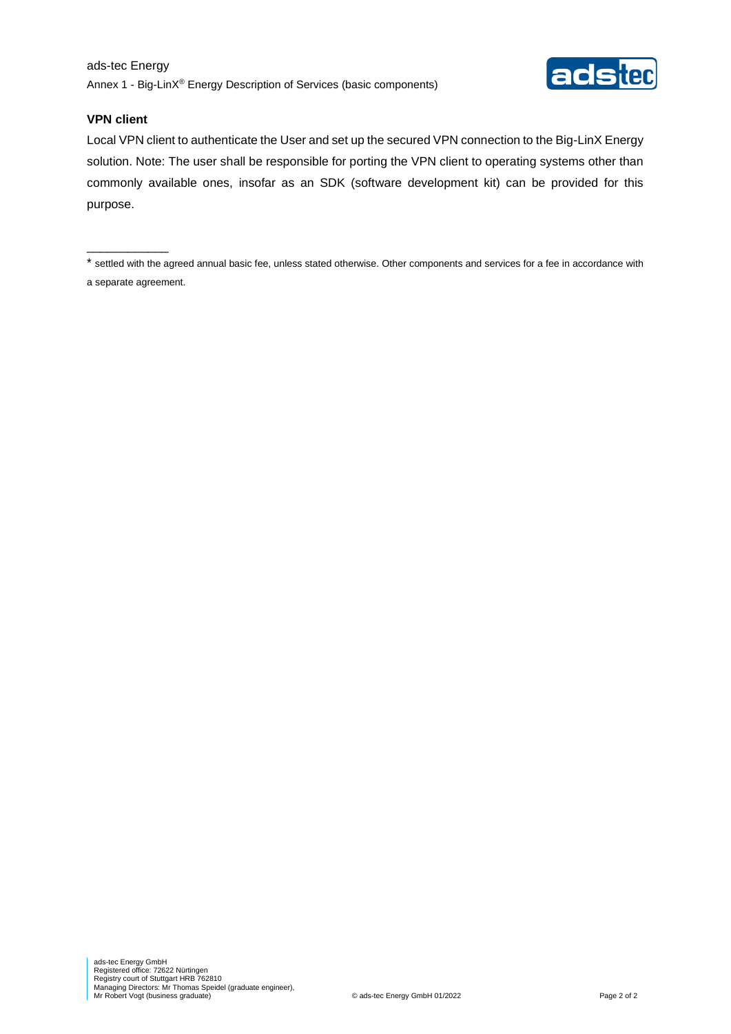**VPN client**

Local VPN client to authenticate the User and set up the secured VPN connection to the Big-LinX Energy solution. Note: The user shall be responsible for porting the VPN client to operating systems other than commonly available ones, insofar as an SDK (software development kit) can be provided for this purpose.

---

* settled with the agreed annual basic fee, unless stated otherwise. Other components and services for a fee in accordance with a separate agreement.